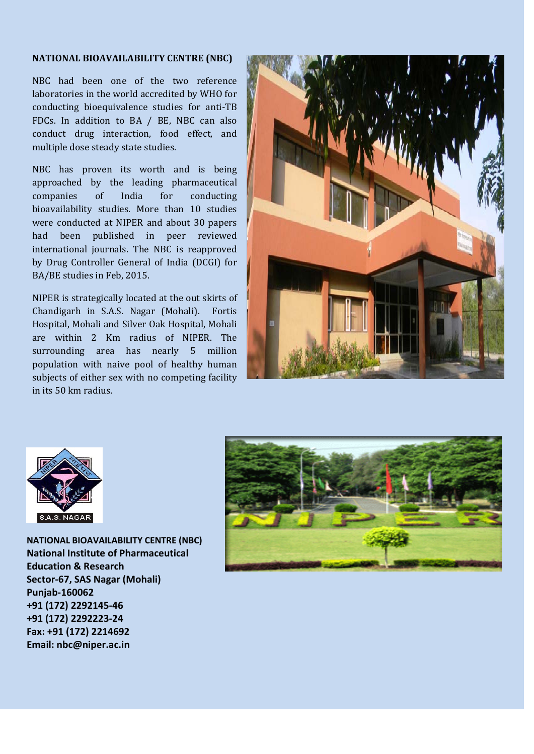## NATIONAL BIOAVAILABILITY CENTRE (NBC)

NBC had been one of the two reference laboratories in the world accredited by WHO for conducting bioequivalence studies for anti-TB FDCs. In addition to BA / BE, NBC can also conduct drug interaction, food effect, and multiple dose steady state studies.

NBC has proven its worth and is being approached by the leading pharmaceutical companies of India for conducting bioavailability studies. More than 10 studies were conducted at NIPER and about 30 papers had been published in peer reviewed international journals. The NBC is reapproved by Drug Controller General of India (DCGI) for BA/BE studies in Feb, 2015.

NIPER is strategically located at the out skirts of Chandigarh in S.A.S. Nagar (Mohali). Fortis Hospital, Mohali and Silver Oak Hospital, Mohali are within 2 Km radius of NIPER. The surrounding area has nearly 5 million population with naive pool of healthy human subjects of either sex with no competing facility in its 50 km radius.

**NATIONAL BIOAVAILABILITY CENTRE (NBC)**
**National Institute of Pharmaceutical Education & Research**
**Sector-67, SAS Nagar (Mohali)**
**Punjab-160062**
**+91 (172) 2292145-46**
**+91 (172) 2292223-24**
**Fax: +91 (172) 2214692**
**Email: nbc@niper.ac.in**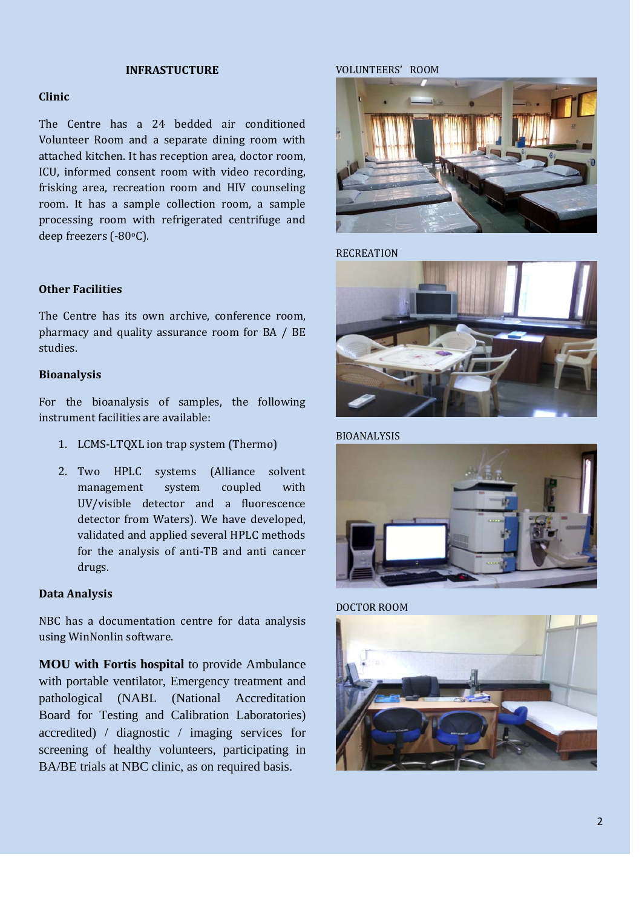## INFRASTUCTURE

### Clinic

The Centre has a 24 bedded air conditioned Volunteer Room and a separate dining room with attached kitchen. It has reception area, doctor room, ICU, informed consent room with video recording, frisking area, recreation room and HIV counseling room. It has a sample collection room, a sample processing room with refrigerated centrifuge and deep freezers (-80°C).

### Other Facilities

The Centre has its own archive, conference room, pharmacy and quality assurance room for BA / BE studies.

### Bioanalysis

For the bioanalysis of samples, the following instrument facilities are available:

1. LCMS-LTQXL ion trap system (Thermo)
2. Two HPLC systems (Alliance solvent management system coupled with UV/visible detector and a fluorescence detector from Waters). We have developed, validated and applied several HPLC methods for the analysis of anti-TB and anti cancer drugs.

### Data Analysis

NBC has a documentation centre for data analysis using WinNonlin software.

**MOU with Fortis hospital** to provide Ambulance with portable ventilator, Emergency treatment and pathological (NABL (National Accreditation Board for Testing and Calibration Laboratories) accredited) / diagnostic / imaging services for screening of healthy volunteers, participating in BA/BE trials at NBC clinic, as on required basis.

VOLUNTEERS' ROOM

RECREATION

BIOANALYSIS

DOCTOR ROOM